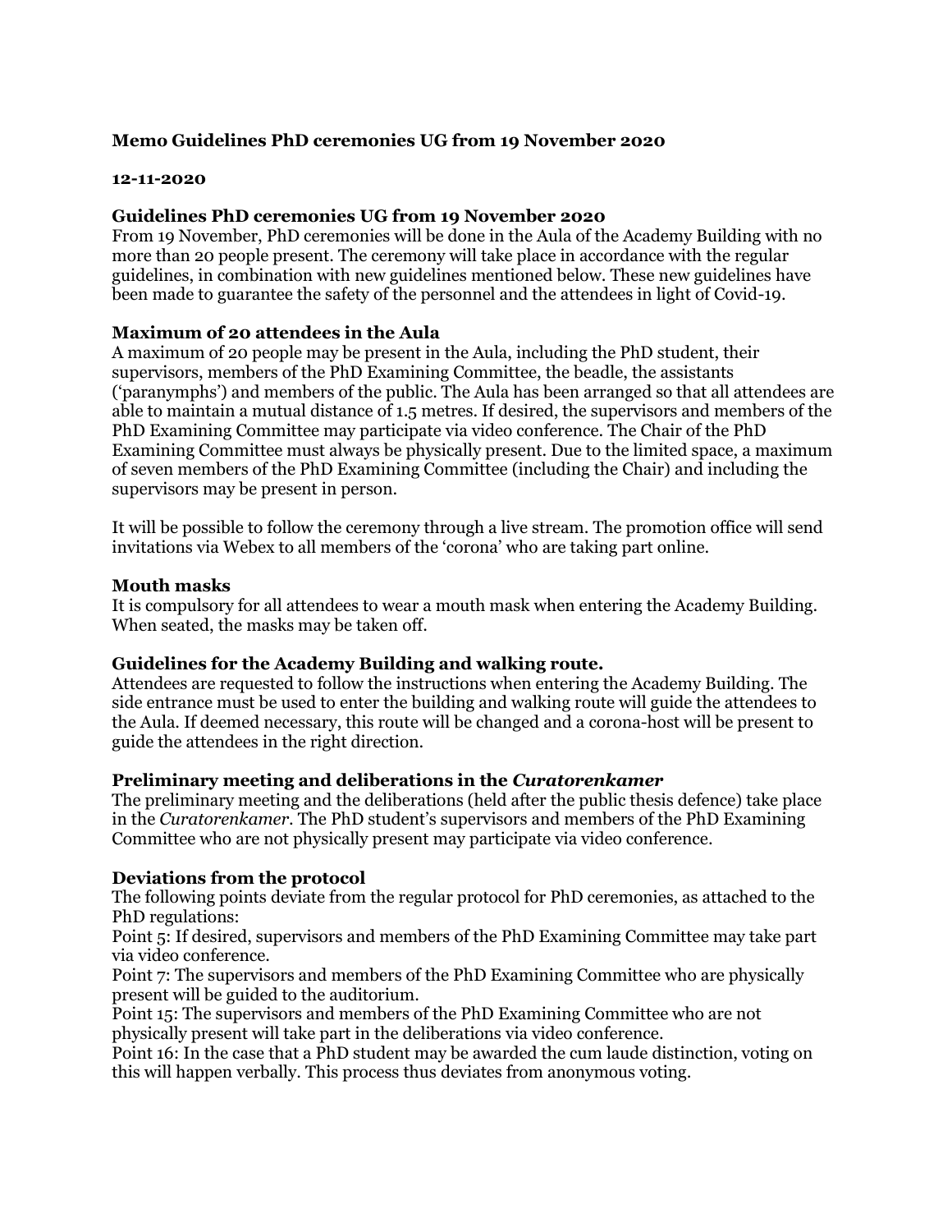**Memo Guidelines PhD ceremonies UG from 19 November 2020**

**12-11-2020**

### Guidelines PhD ceremonies UG from 19 November 2020

From 19 November, PhD ceremonies will be done in the Aula of the Academy Building with no more than 20 people present. The ceremony will take place in accordance with the regular guidelines, in combination with new guidelines mentioned below. These new guidelines have been made to guarantee the safety of the personnel and the attendees in light of Covid-19.

### Maximum of 20 attendees in the Aula

A maximum of 20 people may be present in the Aula, including the PhD student, their supervisors, members of the PhD Examining Committee, the beadle, the assistants ('paranymphs') and members of the public. The Aula has been arranged so that all attendees are able to maintain a mutual distance of 1.5 metres. If desired, the supervisors and members of the PhD Examining Committee may participate via video conference. The Chair of the PhD Examining Committee must always be physically present. Due to the limited space, a maximum of seven members of the PhD Examining Committee (including the Chair) and including the supervisors may be present in person.

It will be possible to follow the ceremony through a live stream. The promotion office will send invitations via Webex to all members of the 'corona' who are taking part online.

### Mouth masks

It is compulsory for all attendees to wear a mouth mask when entering the Academy Building. When seated, the masks may be taken off.

### Guidelines for the Academy Building and walking route.

Attendees are requested to follow the instructions when entering the Academy Building. The side entrance must be used to enter the building and walking route will guide the attendees to the Aula. If deemed necessary, this route will be changed and a corona-host will be present to guide the attendees in the right direction.

### Preliminary meeting and deliberations in the *Curatorenkamer*

The preliminary meeting and the deliberations (held after the public thesis defence) take place in the *Curatorenkamer*. The PhD student's supervisors and members of the PhD Examining Committee who are not physically present may participate via video conference.

### Deviations from the protocol

The following points deviate from the regular protocol for PhD ceremonies, as attached to the PhD regulations:

Point 5: If desired, supervisors and members of the PhD Examining Committee may take part via video conference.

Point 7: The supervisors and members of the PhD Examining Committee who are physically present will be guided to the auditorium.

Point 15: The supervisors and members of the PhD Examining Committee who are not physically present will take part in the deliberations via video conference.

Point 16: In the case that a PhD student may be awarded the cum laude distinction, voting on this will happen verbally. This process thus deviates from anonymous voting.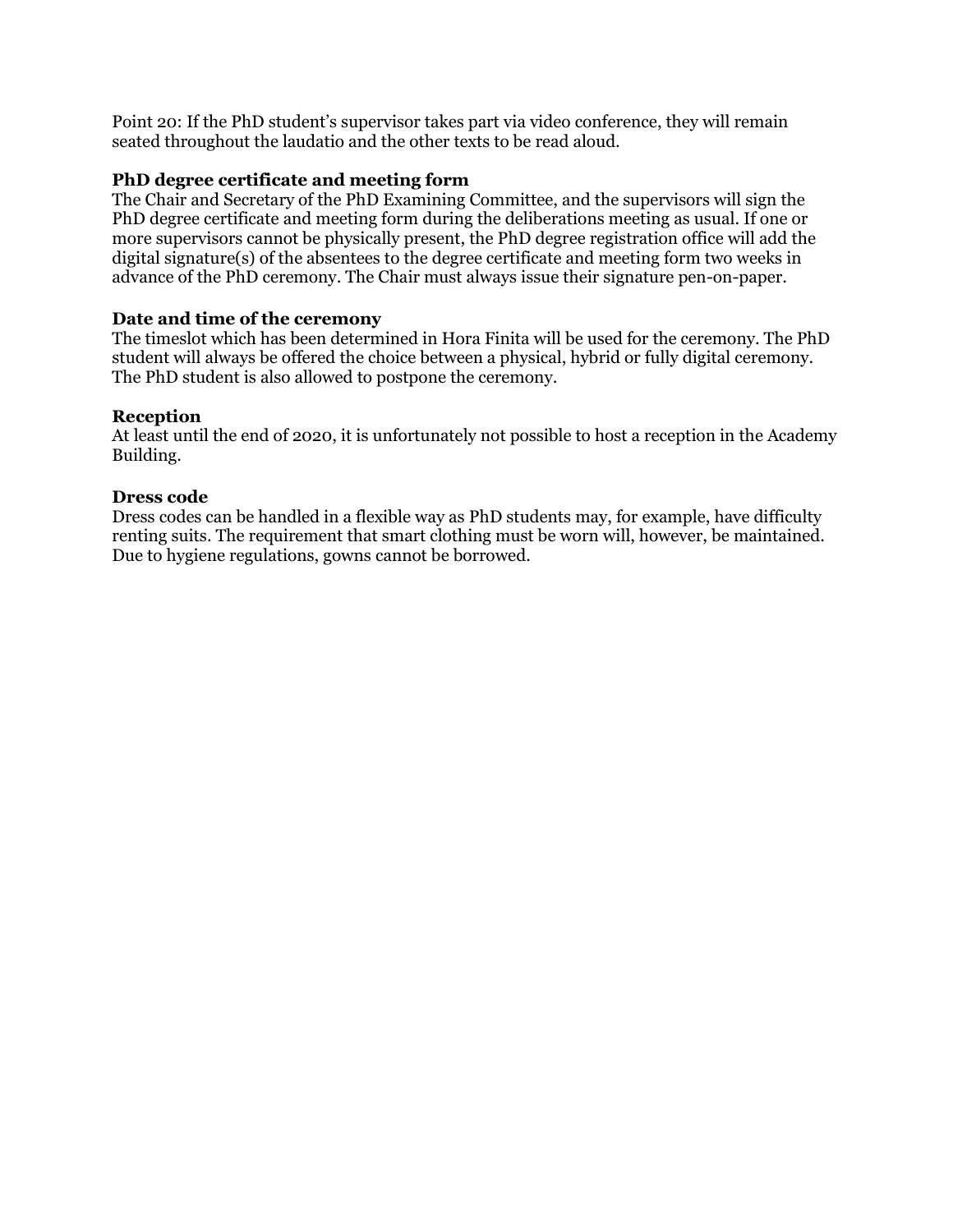Point 20: If the PhD student's supervisor takes part via video conference, they will remain seated throughout the laudatio and the other texts to be read aloud.

**PhD degree certificate and meeting form**

The Chair and Secretary of the PhD Examining Committee, and the supervisors will sign the PhD degree certificate and meeting form during the deliberations meeting as usual. If one or more supervisors cannot be physically present, the PhD degree registration office will add the digital signature(s) of the absentees to the degree certificate and meeting form two weeks in advance of the PhD ceremony. The Chair must always issue their signature pen-on-paper.

**Date and time of the ceremony**

The timeslot which has been determined in Hora Finita will be used for the ceremony. The PhD student will always be offered the choice between a physical, hybrid or fully digital ceremony. The PhD student is also allowed to postpone the ceremony.

**Reception**

At least until the end of 2020, it is unfortunately not possible to host a reception in the Academy Building.

**Dress code**

Dress codes can be handled in a flexible way as PhD students may, for example, have difficulty renting suits. The requirement that smart clothing must be worn will, however, be maintained. Due to hygiene regulations, gowns cannot be borrowed.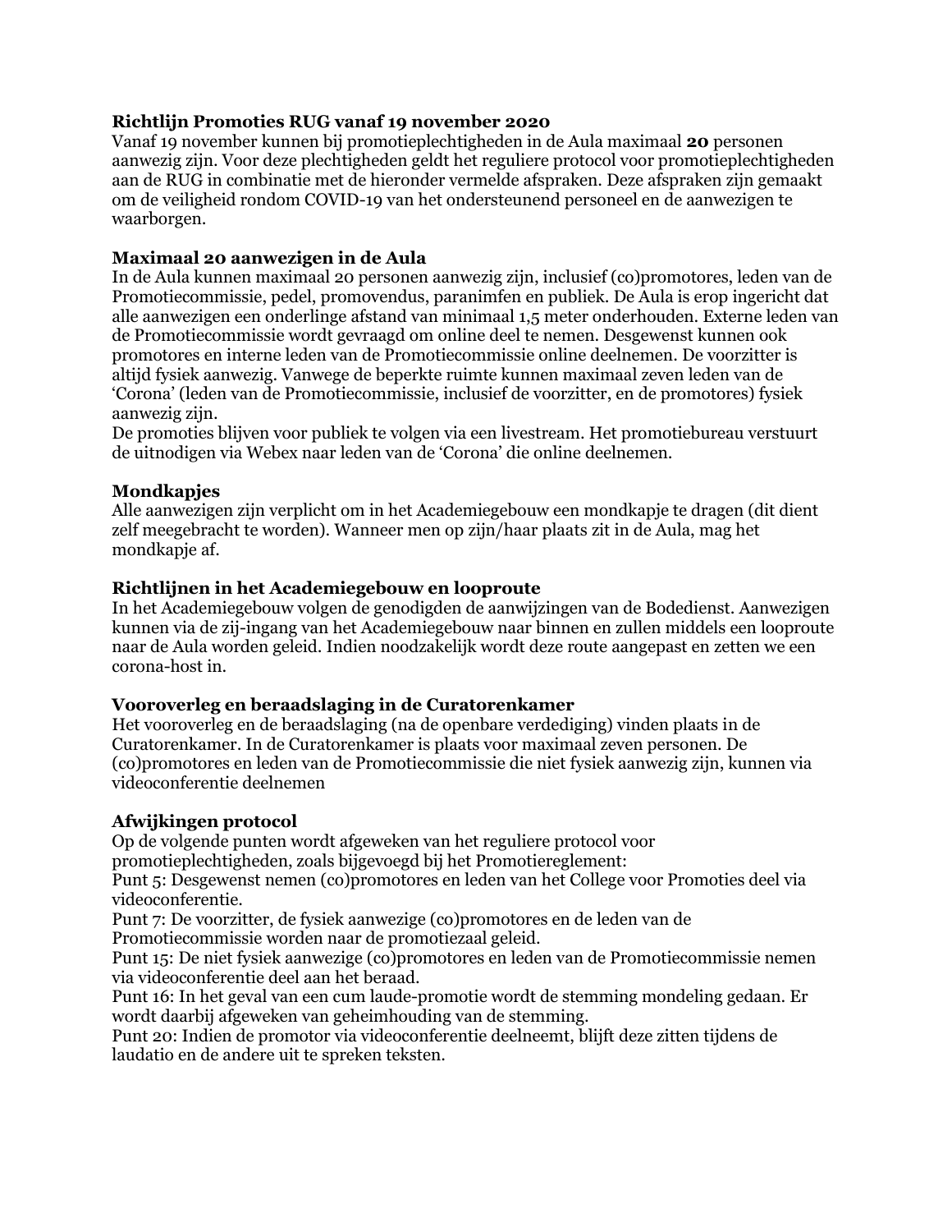**Richtlijn Promoties RUG vanaf 19 november 2020**

Vanaf 19 november kunnen bij promotieplechtigheden in de Aula maximaal **20** personen aanwezig zijn. Voor deze plechtigheden geldt het reguliere protocol voor promotieplechtigheden aan de RUG in combinatie met de hieronder vermelde afspraken. Deze afspraken zijn gemaakt om de veiligheid rondom COVID-19 van het ondersteunend personeel en de aanwezigen te waarborgen.

**Maximaal 20 aanwezigen in de Aula**

In de Aula kunnen maximaal 20 personen aanwezig zijn, inclusief (co)promotores, leden van de Promotiecommissie, pedel, promovendus, paranimfen en publiek. De Aula is erop ingericht dat alle aanwezigen een onderlinge afstand van minimaal 1,5 meter onderhouden. Externe leden van de Promotiecommissie wordt gevraagd om online deel te nemen. Desgewenst kunnen ook promotores en interne leden van de Promotiecommissie online deelnemen. De voorzitter is altijd fysiek aanwezig. Vanwege de beperkte ruimte kunnen maximaal zeven leden van de 'Corona' (leden van de Promotiecommissie, inclusief de voorzitter, en de promotores) fysiek aanwezig zijn.

De promoties blijven voor publiek te volgen via een livestream. Het promotiebureau verstuurt de uitnodigen via Webex naar leden van de 'Corona' die online deelnemen.

**Mondkapjes**

Alle aanwezigen zijn verplicht om in het Academiegebouw een mondkapje te dragen (dit dient zelf meegebracht te worden). Wanneer men op zijn/haar plaats zit in de Aula, mag het mondkapje af.

**Richtlijnen in het Academiegebouw en looproute**

In het Academiegebouw volgen de genodigden de aanwijzingen van de Bodedienst. Aanwezigen kunnen via de zij-ingang van het Academiegebouw naar binnen en zullen middels een looproute naar de Aula worden geleid. Indien noodzakelijk wordt deze route aangepast en zetten we een corona-host in.

**Vooroverleg en beraadslaging in de Curatorenkamer**

Het vooroverleg en de beraadslaging (na de openbare verdediging) vinden plaats in de Curatorenkamer. In de Curatorenkamer is plaats voor maximaal zeven personen. De (co)promotores en leden van de Promotiecommissie die niet fysiek aanwezig zijn, kunnen via videoconferentie deelnemen

**Afwijkingen protocol**

Op de volgende punten wordt afgeweken van het reguliere protocol voor promotieplechtigheden, zoals bijgevoegd bij het Promotiereglement:

Punt 5: Desgewenst nemen (co)promotores en leden van het College voor Promoties deel via videoconferentie.

Punt 7: De voorzitter, de fysiek aanwezige (co)promotores en de leden van de Promotiecommissie worden naar de promotiezaal geleid.

Punt 15: De niet fysiek aanwezige (co)promotores en leden van de Promotiecommissie nemen via videoconferentie deel aan het beraad.

Punt 16: In het geval van een cum laude-promotie wordt de stemming mondeling gedaan. Er wordt daarbij afgeweken van geheimhouding van de stemming.

Punt 20: Indien de promotor via videoconferentie deelneemt, blijft deze zitten tijdens de laudatio en de andere uit te spreken teksten.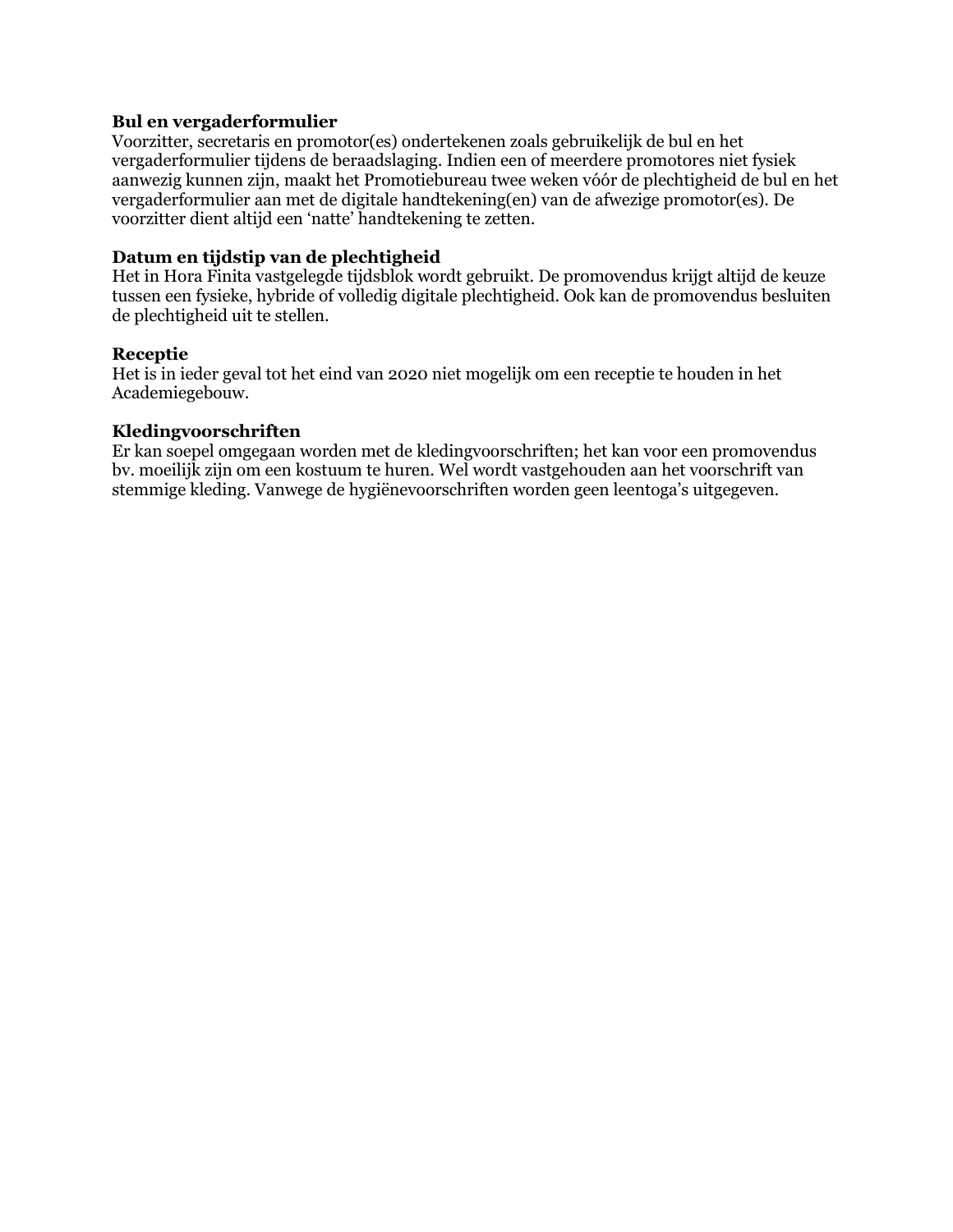**Bul en vergaderformulier**
Voorzitter, secretaris en promotor(es) ondertekenen zoals gebruikelijk de bul en het vergaderformulier tijdens de beraadslaging. Indien een of meerdere promotores niet fysiek aanwezig kunnen zijn, maakt het Promotiebureau twee weken vóór de plechtigheid de bul en het vergaderformulier aan met de digitale handtekening(en) van de afwezige promotor(es). De voorzitter dient altijd een 'natte' handtekening te zetten.

**Datum en tijdstip van de plechtigheid**
Het in Hora Finita vastgelegde tijdsblok wordt gebruikt. De promovendus krijgt altijd de keuze tussen een fysieke, hybride of volledig digitale plechtigheid. Ook kan de promovendus besluiten de plechtigheid uit te stellen.

**Receptie**
Het is in ieder geval tot het eind van 2020 niet mogelijk om een receptie te houden in het Academiegebouw.

**Kledingvoorschriften**
Er kan soepel omgegaan worden met de kledingvoorschriften; het kan voor een promovendus bv. moeilijk zijn om een kostuum te huren. Wel wordt vastgehouden aan het voorschrift van stemmige kleding. Vanwege de hygiënevoorschriften worden geen leentoga's uitgegeven.